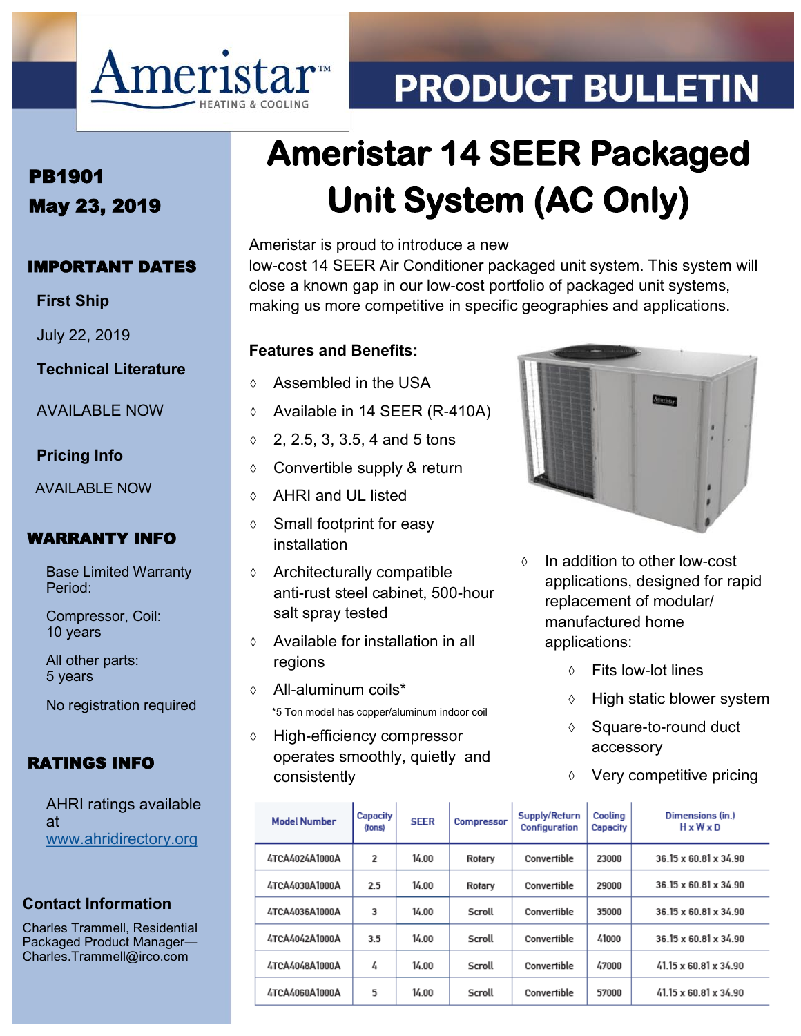Ameristar™ HEATING & COOLING

# PRODUCT BULLETIN

**PB1901**
**May 23, 2019**

## IMPORTANT DATES

**First Ship**

July 22, 2019

**Technical Literature**

AVAILABLE NOW

**Pricing Info**

AVAILABLE NOW

## WARRANTY INFO

Base Limited Warranty Period:

Compressor, Coil: 10 years

All other parts: 5 years

No registration required

## RATINGS INFO

AHRI ratings available at www.ahridirectory.org

## Contact Information

Charles Trammell, Residential Packaged Product Manager—Charles.Trammell@irco.com

# Ameristar 14 SEER Packaged Unit System (AC Only)

Ameristar is proud to introduce a new low-cost 14 SEER Air Conditioner packaged unit system. This system will close a known gap in our low-cost portfolio of packaged unit systems, making us more competitive in specific geographies and applications.

**Features and Benefits:**

- Assembled in the USA
- Available in 14 SEER (R-410A)
- 2, 2.5, 3, 3.5, 4 and 5 tons
- Convertible supply & return
- AHRI and UL listed
- Small footprint for easy installation
- Architecturally compatible anti-rust steel cabinet, 500-hour salt spray tested
- Available for installation in all regions
- All-aluminum coils*
  *5 Ton model has copper/aluminum indoor coil
- High-efficiency compressor operates smoothly, quietly and consistently
- In addition to other low-cost applications, designed for rapid replacement of modular/ manufactured home applications:
  - Fits low-lot lines
  - High static blower system
  - Square-to-round duct accessory
  - Very competitive pricing

| Model Number | Capacity (tons) | SEER | Compressor | Supply/Return Configuration | Cooling Capacity | Dimensions (in.) H x W x D |
|---|---|---|---|---|---|---|
| 4TCA4024A1000A | 2 | 14.00 | Rotary | Convertible | 23000 | 36.15 x 60.81 x 34.90 |
| 4TCA4030A1000A | 2.5 | 14.00 | Rotary | Convertible | 29000 | 36.15 x 60.81 x 34.90 |
| 4TCA4036A1000A | 3 | 14.00 | Scroll | Convertible | 35000 | 36.15 x 60.81 x 34.90 |
| 4TCA4042A1000A | 3.5 | 14.00 | Scroll | Convertible | 41000 | 36.15 x 60.81 x 34.90 |
| 4TCA4048A1000A | 4 | 14.00 | Scroll | Convertible | 47000 | 41.15 x 60.81 x 34.90 |
| 4TCA4060A1000A | 5 | 14.00 | Scroll | Convertible | 57000 | 41.15 x 60.81 x 34.90 |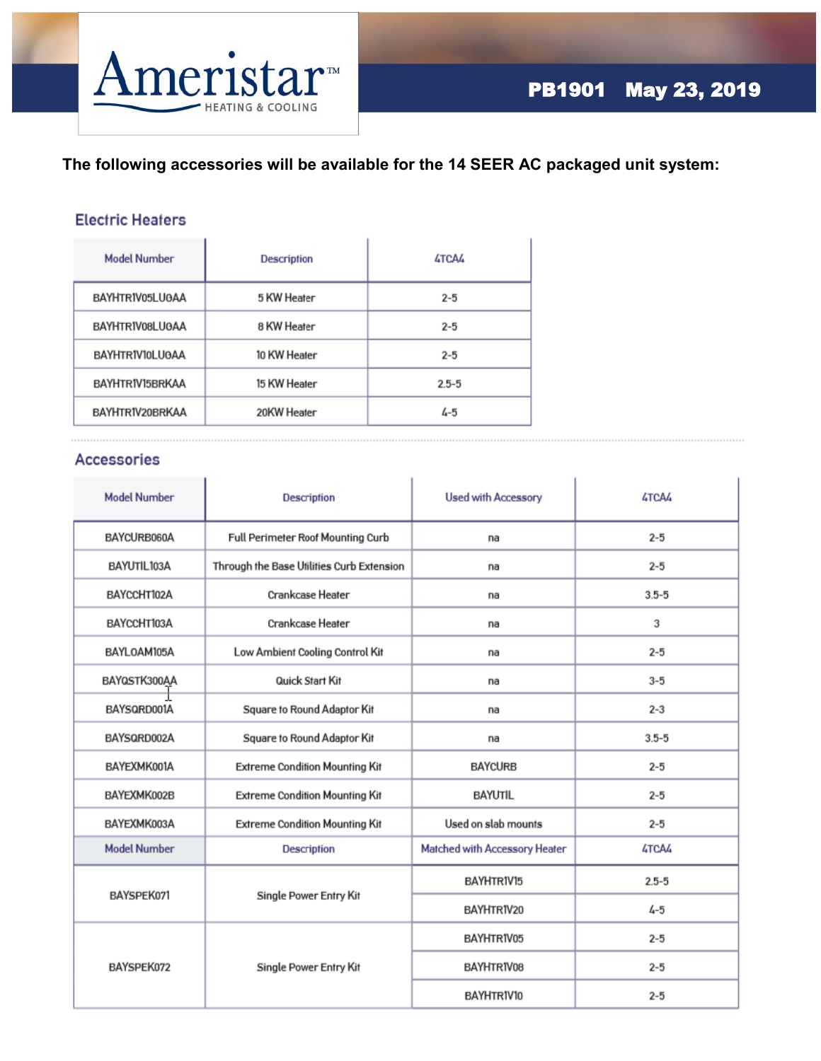# Ameristar™ HEATING & COOLING

**PB1901 May 23, 2019**

**The following accessories will be available for the 14 SEER AC packaged unit system:**

## Electric Heaters

| Model Number | Description | 4TCA4 |
|---|---|---|
| BAYHTR1V05LUGAA | 5 KW Heater | 2-5 |
| BAYHTR1V08LUGAA | 8 KW Heater | 2-5 |
| BAYHTR1V10LUGAA | 10 KW Heater | 2-5 |
| BAYHTR1V15BRKAA | 15 KW Heater | 2.5-5 |
| BAYHTR1V20BRKAA | 20KW Heater | 4-5 |

## Accessories

| Model Number | Description | Used with Accessory | 4TCA4 |
|---|---|---|---|
| BAYCURB060A | Full Perimeter Roof Mounting Curb | na | 2-5 |
| BAYUTIL103A | Through the Base Utilities Curb Extension | na | 2-5 |
| BAYCCHT102A | Crankcase Heater | na | 3.5-5 |
| BAYCCHT103A | Crankcase Heater | na | 3 |
| BAYLOAM105A | Low Ambient Cooling Control Kit | na | 2-5 |
| BAYQSTK300AA | Quick Start Kit | na | 3-5 |
| BAYSQRD001A | Square to Round Adaptor Kit | na | 2-3 |
| BAYSQRD002A | Square to Round Adaptor Kit | na | 3.5-5 |
| BAYEXMK001A | Extreme Condition Mounting Kit | BAYCURB | 2-5 |
| BAYEXMK002B | Extreme Condition Mounting Kit | BAYUTIL | 2-5 |
| BAYEXMK003A | Extreme Condition Mounting Kit | Used on slab mounts | 2-5 |
| **Model Number** | **Description** | **Matched with Accessory Heater** | **4TCA4** |
| BAYSPEK071 | Single Power Entry Kit | BAYHTR1V15 | 2.5-5 |
| | | BAYHTR1V20 | 4-5 |
| BAYSPEK072 | Single Power Entry Kit | BAYHTR1V05 | 2-5 |
| | | BAYHTR1V08 | 2-5 |
| | | BAYHTR1V10 | 2-5 |